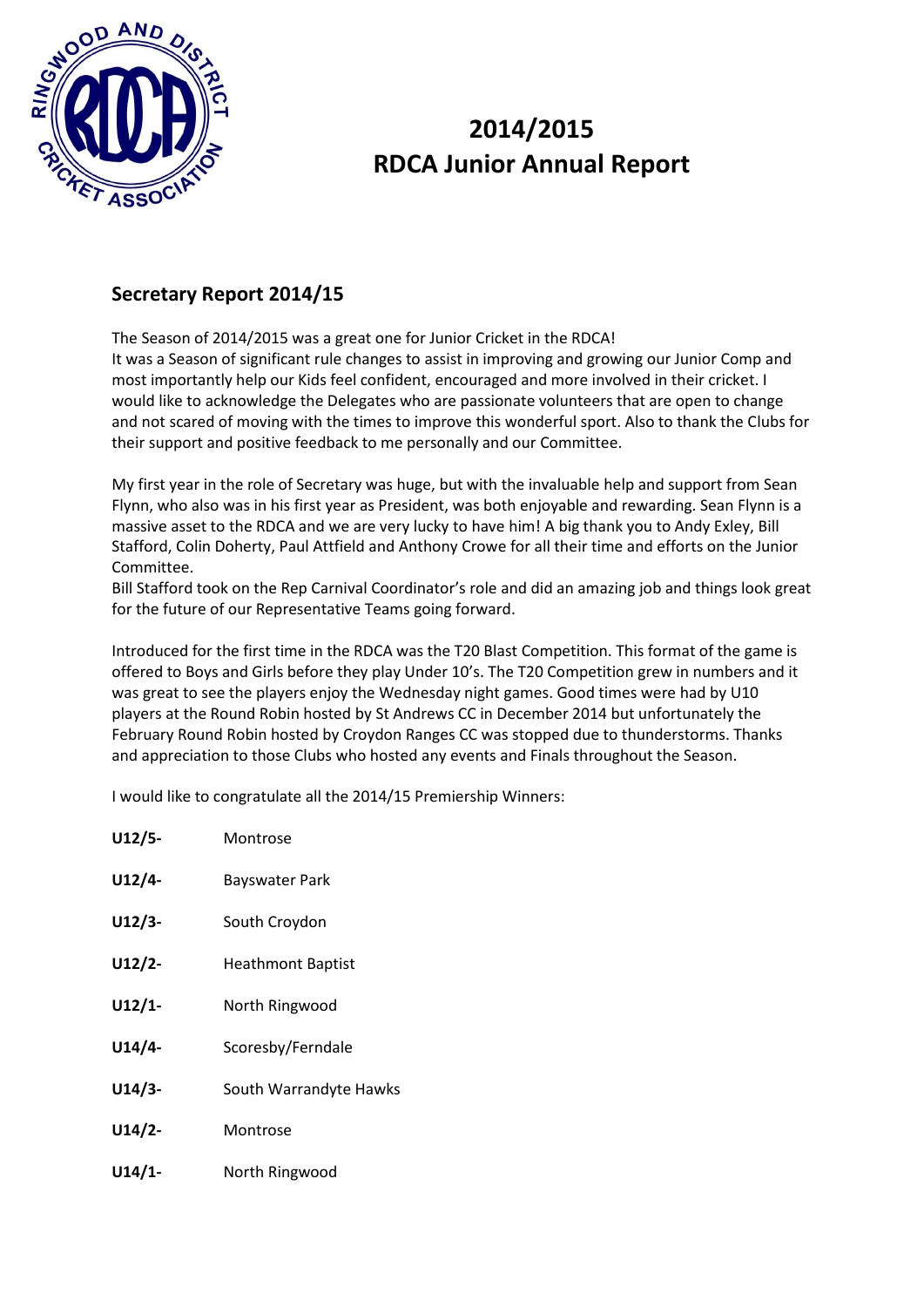# 2014/2015
# RDCA Junior Annual Report

## Secretary Report 2014/15

The Season of 2014/2015 was a great one for Junior Cricket in the RDCA!
It was a Season of significant rule changes to assist in improving and growing our Junior Comp and most importantly help our Kids feel confident, encouraged and more involved in their cricket. I would like to acknowledge the Delegates who are passionate volunteers that are open to change and not scared of moving with the times to improve this wonderful sport. Also to thank the Clubs for their support and positive feedback to me personally and our Committee.

My first year in the role of Secretary was huge, but with the invaluable help and support from Sean Flynn, who also was in his first year as President, was both enjoyable and rewarding. Sean Flynn is a massive asset to the RDCA and we are very lucky to have him! A big thank you to Andy Exley, Bill Stafford, Colin Doherty, Paul Attfield and Anthony Crowe for all their time and efforts on the Junior Committee.
Bill Stafford took on the Rep Carnival Coordinator's role and did an amazing job and things look great for the future of our Representative Teams going forward.

Introduced for the first time in the RDCA was the T20 Blast Competition. This format of the game is offered to Boys and Girls before they play Under 10's. The T20 Competition grew in numbers and it was great to see the players enjoy the Wednesday night games. Good times were had by U10 players at the Round Robin hosted by St Andrews CC in December 2014 but unfortunately the February Round Robin hosted by Croydon Ranges CC was stopped due to thunderstorms. Thanks and appreciation to those Clubs who hosted any events and Finals throughout the Season.

I would like to congratulate all the 2014/15 Premiership Winners:

**U12/5-** Montrose

**U12/4-** Bayswater Park

**U12/3-** South Croydon

**U12/2-** Heathmont Baptist

**U12/1-** North Ringwood

**U14/4-** Scoresby/Ferndale

**U14/3-** South Warrandyte Hawks

**U14/2-** Montrose

**U14/1-** North Ringwood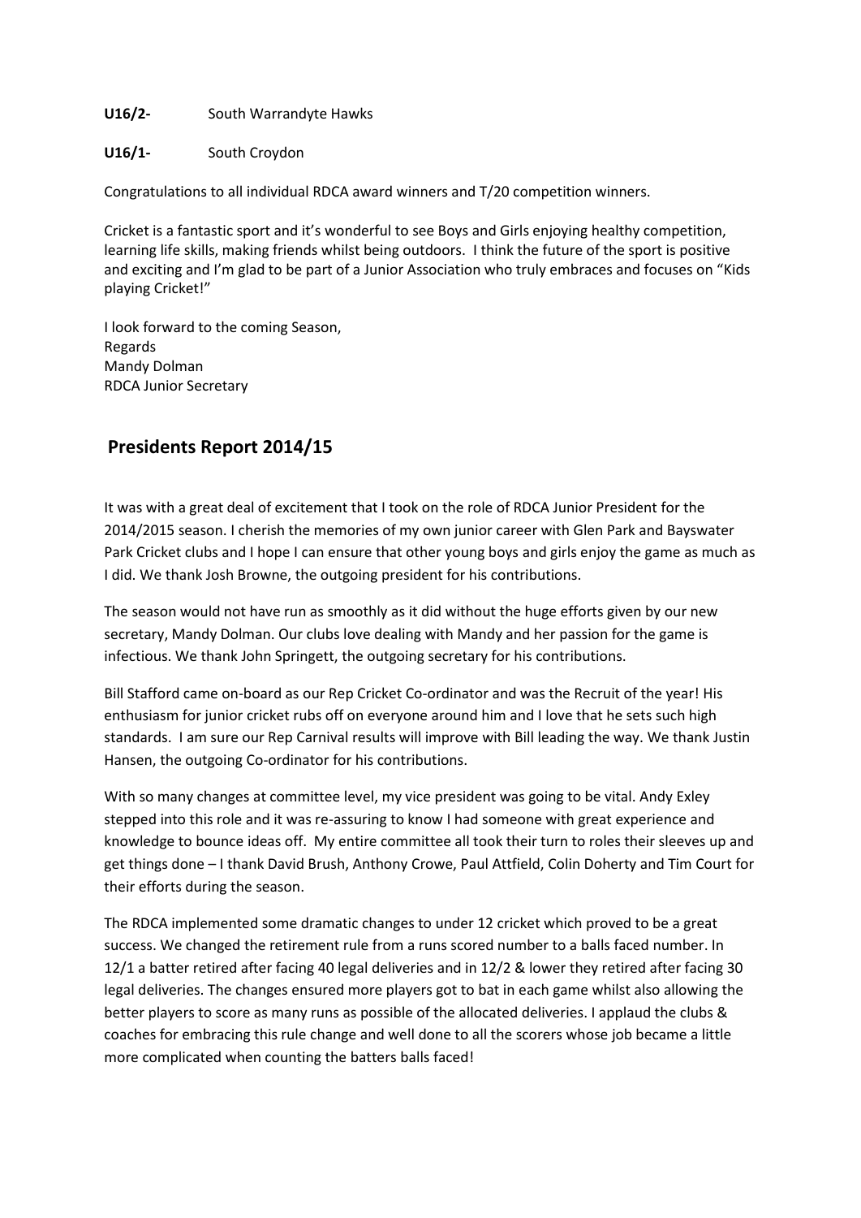**U16/2-** South Warrandyte Hawks

**U16/1-** South Croydon

Congratulations to all individual RDCA award winners and T/20 competition winners.

Cricket is a fantastic sport and it's wonderful to see Boys and Girls enjoying healthy competition, learning life skills, making friends whilst being outdoors. I think the future of the sport is positive and exciting and I'm glad to be part of a Junior Association who truly embraces and focuses on "Kids playing Cricket!"

I look forward to the coming Season,
Regards
Mandy Dolman
RDCA Junior Secretary

## Presidents Report 2014/15

It was with a great deal of excitement that I took on the role of RDCA Junior President for the 2014/2015 season. I cherish the memories of my own junior career with Glen Park and Bayswater Park Cricket clubs and I hope I can ensure that other young boys and girls enjoy the game as much as I did. We thank Josh Browne, the outgoing president for his contributions.

The season would not have run as smoothly as it did without the huge efforts given by our new secretary, Mandy Dolman. Our clubs love dealing with Mandy and her passion for the game is infectious. We thank John Springett, the outgoing secretary for his contributions.

Bill Stafford came on-board as our Rep Cricket Co-ordinator and was the Recruit of the year! His enthusiasm for junior cricket rubs off on everyone around him and I love that he sets such high standards. I am sure our Rep Carnival results will improve with Bill leading the way. We thank Justin Hansen, the outgoing Co-ordinator for his contributions.

With so many changes at committee level, my vice president was going to be vital. Andy Exley stepped into this role and it was re-assuring to know I had someone with great experience and knowledge to bounce ideas off. My entire committee all took their turn to roles their sleeves up and get things done – I thank David Brush, Anthony Crowe, Paul Attfield, Colin Doherty and Tim Court for their efforts during the season.

The RDCA implemented some dramatic changes to under 12 cricket which proved to be a great success. We changed the retirement rule from a runs scored number to a balls faced number. In 12/1 a batter retired after facing 40 legal deliveries and in 12/2 & lower they retired after facing 30 legal deliveries. The changes ensured more players got to bat in each game whilst also allowing the better players to score as many runs as possible of the allocated deliveries. I applaud the clubs & coaches for embracing this rule change and well done to all the scorers whose job became a little more complicated when counting the batters balls faced!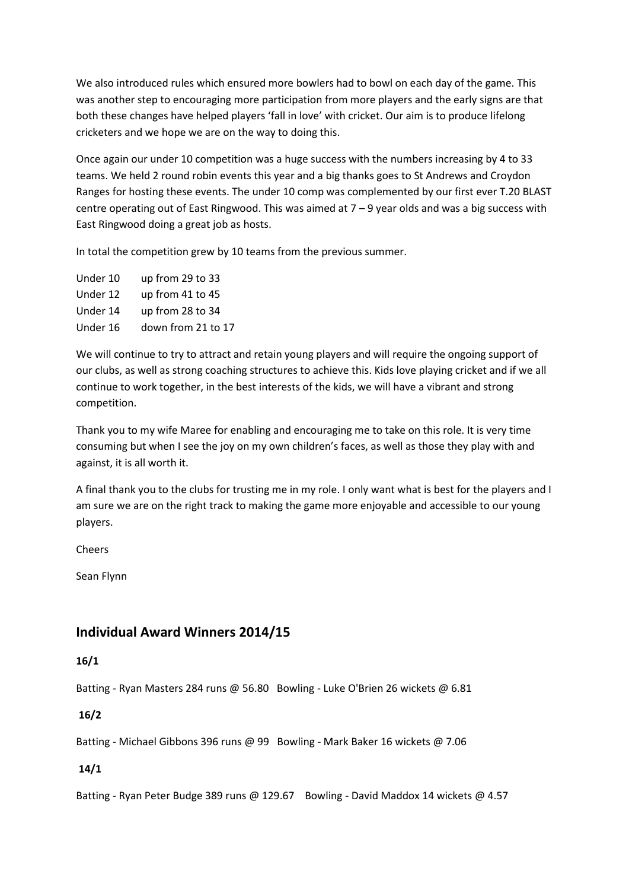We also introduced rules which ensured more bowlers had to bowl on each day of the game. This was another step to encouraging more participation from more players and the early signs are that both these changes have helped players 'fall in love' with cricket. Our aim is to produce lifelong cricketers and we hope we are on the way to doing this.

Once again our under 10 competition was a huge success with the numbers increasing by 4 to 33 teams. We held 2 round robin events this year and a big thanks goes to St Andrews and Croydon Ranges for hosting these events. The under 10 comp was complemented by our first ever T.20 BLAST centre operating out of East Ringwood. This was aimed at 7 – 9 year olds and was a big success with East Ringwood doing a great job as hosts.

In total the competition grew by 10 teams from the previous summer.

| | |
|---|---|
| Under 10 | up from 29 to 33 |
| Under 12 | up from 41 to 45 |
| Under 14 | up from 28 to 34 |
| Under 16 | down from 21 to 17 |

We will continue to try to attract and retain young players and will require the ongoing support of our clubs, as well as strong coaching structures to achieve this. Kids love playing cricket and if we all continue to work together, in the best interests of the kids, we will have a vibrant and strong competition.

Thank you to my wife Maree for enabling and encouraging me to take on this role. It is very time consuming but when I see the joy on my own children's faces, as well as those they play with and against, it is all worth it.

A final thank you to the clubs for trusting me in my role. I only want what is best for the players and I am sure we are on the right track to making the game more enjoyable and accessible to our young players.

Cheers

Sean Flynn

## Individual Award Winners 2014/15

**16/1**

Batting - Ryan Masters 284 runs @ 56.80 Bowling - Luke O'Brien 26 wickets @ 6.81

**16/2**

Batting - Michael Gibbons 396 runs @ 99 Bowling - Mark Baker 16 wickets @ 7.06

**14/1**

Batting - Ryan Peter Budge 389 runs @ 129.67 Bowling - David Maddox 14 wickets @ 4.57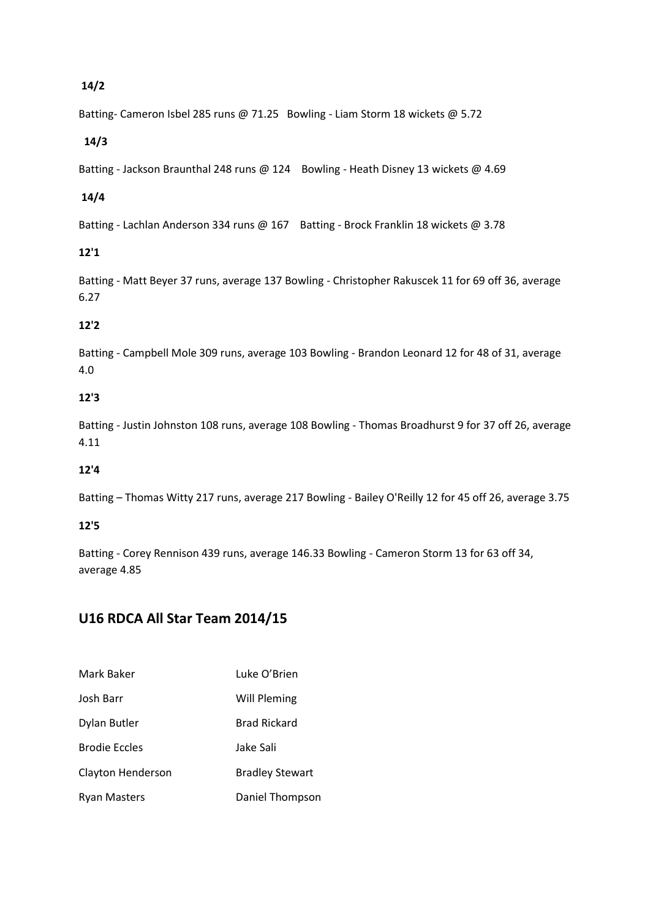**14/2**

Batting- Cameron Isbel 285 runs @ 71.25   Bowling - Liam Storm 18 wickets @ 5.72

**14/3**

Batting - Jackson Braunthal 248 runs @ 124    Bowling - Heath Disney 13 wickets @ 4.69

**14/4**

Batting - Lachlan Anderson 334 runs @ 167    Batting - Brock Franklin 18 wickets @ 3.78

**12'1**

Batting - Matt Beyer 37 runs, average 137 Bowling - Christopher Rakuscek 11 for 69 off 36, average 6.27

**12'2**

Batting - Campbell Mole 309 runs, average 103 Bowling - Brandon Leonard 12 for 48 of 31, average 4.0

**12'3**

Batting - Justin Johnston 108 runs, average 108 Bowling - Thomas Broadhurst 9 for 37 off 26, average 4.11

**12'4**

Batting – Thomas Witty 217 runs, average 217 Bowling - Bailey O'Reilly 12 for 45 off 26, average 3.75

**12'5**

Batting - Corey Rennison 439 runs, average 146.33 Bowling - Cameron Storm 13 for 63 off 34, average 4.85

## U16 RDCA All Star Team 2014/15

| | |
|---|---|
| Mark Baker | Luke O'Brien |
| Josh Barr | Will Pleming |
| Dylan Butler | Brad Rickard |
| Brodie Eccles | Jake Sali |
| Clayton Henderson | Bradley Stewart |
| Ryan Masters | Daniel Thompson |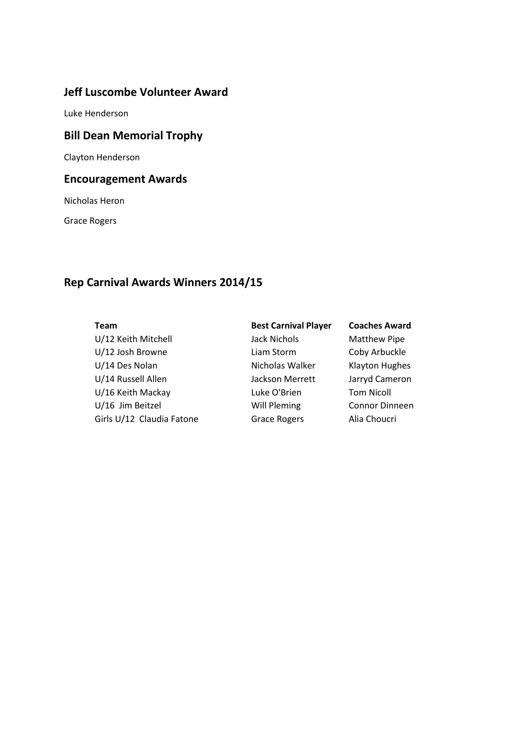## Jeff Luscombe Volunteer Award

Luke Henderson

## Bill Dean Memorial Trophy

Clayton Henderson

## Encouragement Awards

Nicholas Heron

Grace Rogers

## Rep Carnival Awards Winners 2014/15

| Team | Best Carnival Player | Coaches Award |
|---|---|---|
| U/12 Keith Mitchell | Jack Nichols | Matthew Pipe |
| U/12 Josh Browne | Liam Storm | Coby Arbuckle |
| U/14 Des Nolan | Nicholas Walker | Klayton Hughes |
| U/14 Russell Allen | Jackson Merrett | Jarryd Cameron |
| U/16 Keith Mackay | Luke O'Brien | Tom Nicoll |
| U/16 Jim Beitzel | Will Pleming | Connor Dinneen |
| Girls U/12 Claudia Fatone | Grace Rogers | Alia Choucri |